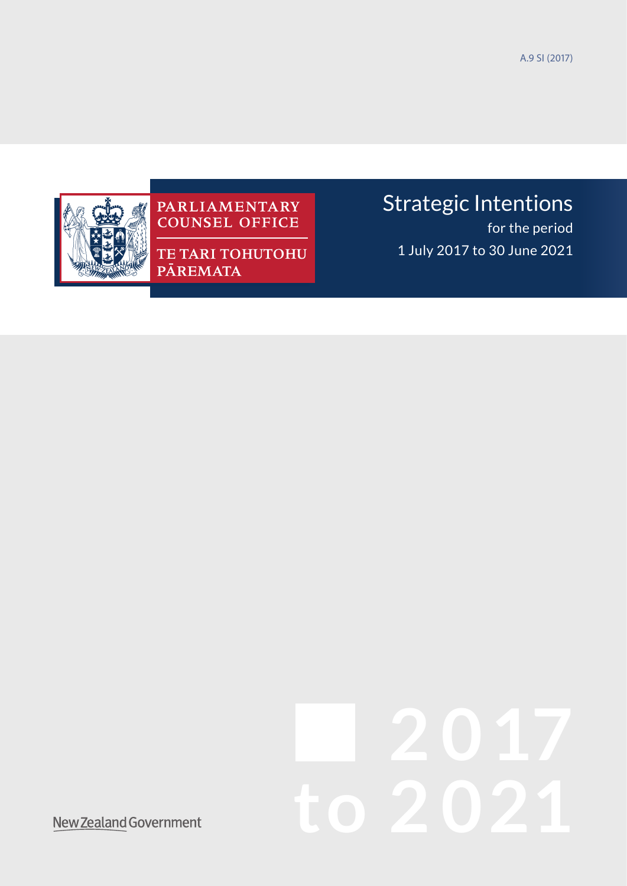A.9 SI (2017)

PARLIAMENTARY COUNSEL OFFICE

TE TARI TOHUTOHU PĀREMATA

# Strategic Intentions

for the period

1 July 2017 to 30 June 2021

2017 to 2021

New Zealand Government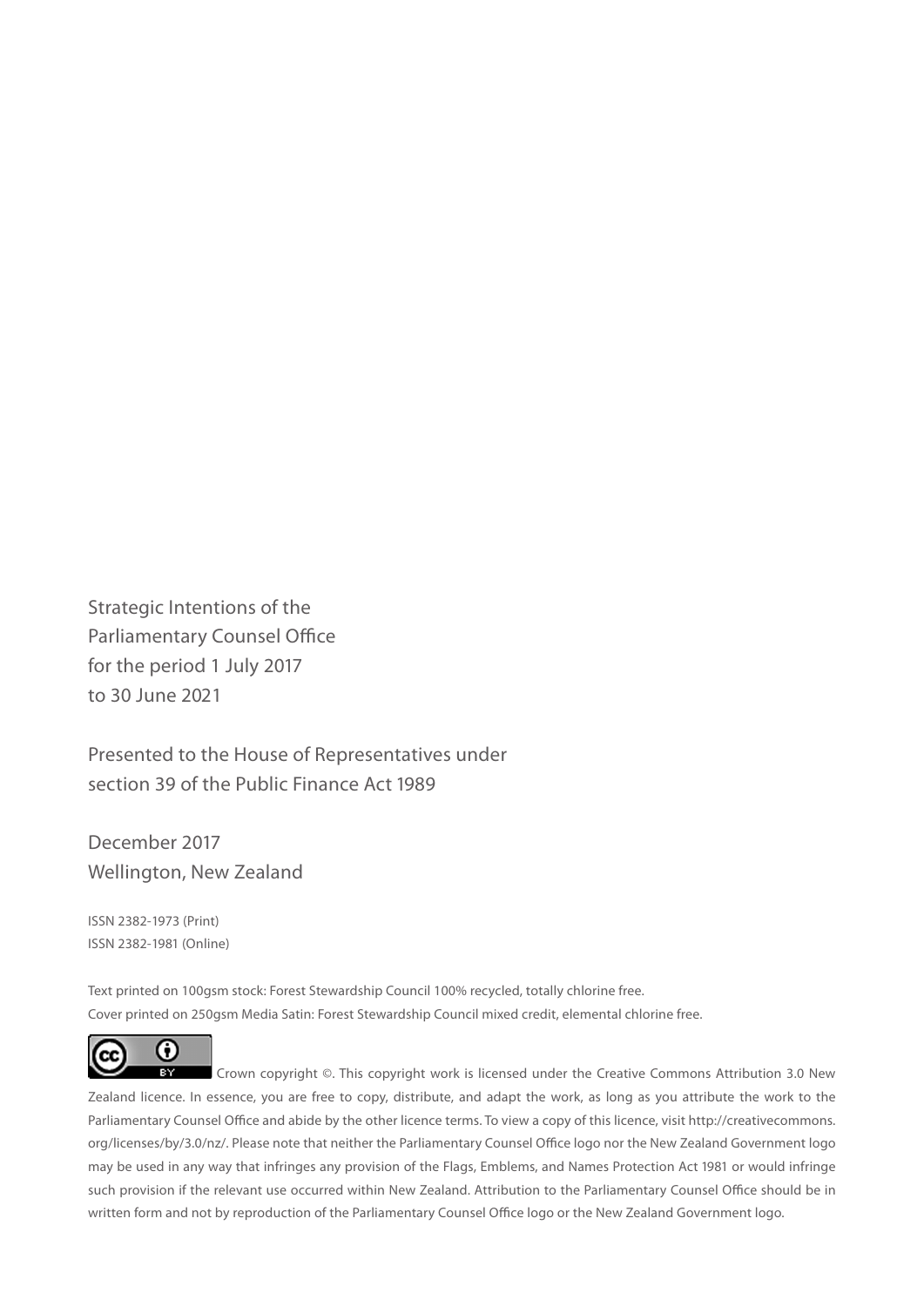Strategic Intentions of the
Parliamentary Counsel Office
for the period 1 July 2017
to 30 June 2021

Presented to the House of Representatives under
section 39 of the Public Finance Act 1989

December 2017
Wellington, New Zealand

ISSN 2382-1973 (Print)
ISSN 2382-1981 (Online)

Text printed on 100gsm stock: Forest Stewardship Council 100% recycled, totally chlorine free.
Cover printed on 250gsm Media Satin: Forest Stewardship Council mixed credit, elemental chlorine free.

Crown copyright ©. This copyright work is licensed under the Creative Commons Attribution 3.0 New Zealand licence. In essence, you are free to copy, distribute, and adapt the work, as long as you attribute the work to the Parliamentary Counsel Office and abide by the other licence terms. To view a copy of this licence, visit http://creativecommons.org/licenses/by/3.0/nz/. Please note that neither the Parliamentary Counsel Office logo nor the New Zealand Government logo may be used in any way that infringes any provision of the Flags, Emblems, and Names Protection Act 1981 or would infringe such provision if the relevant use occurred within New Zealand. Attribution to the Parliamentary Counsel Office should be in written form and not by reproduction of the Parliamentary Counsel Office logo or the New Zealand Government logo.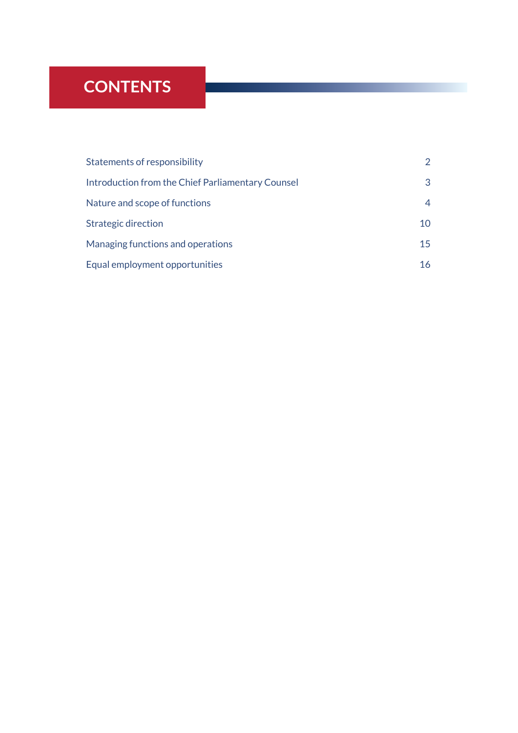# CONTENTS

| | |
|---|---|
| Statements of responsibility | 2 |
| Introduction from the Chief Parliamentary Counsel | 3 |
| Nature and scope of functions | 4 |
| Strategic direction | 10 |
| Managing functions and operations | 15 |
| Equal employment opportunities | 16 |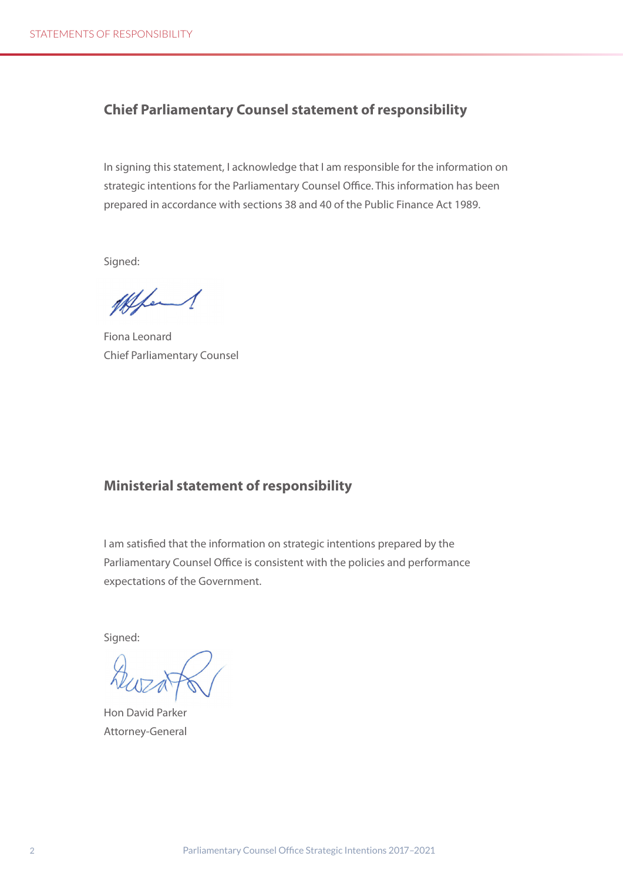## Chief Parliamentary Counsel statement of responsibility

In signing this statement, I acknowledge that I am responsible for the information on strategic intentions for the Parliamentary Counsel Office. This information has been prepared in accordance with sections 38 and 40 of the Public Finance Act 1989.

Signed:

Fiona Leonard
Chief Parliamentary Counsel

## Ministerial statement of responsibility

I am satisfied that the information on strategic intentions prepared by the Parliamentary Counsel Office is consistent with the policies and performance expectations of the Government.

Signed:

Hon David Parker
Attorney-General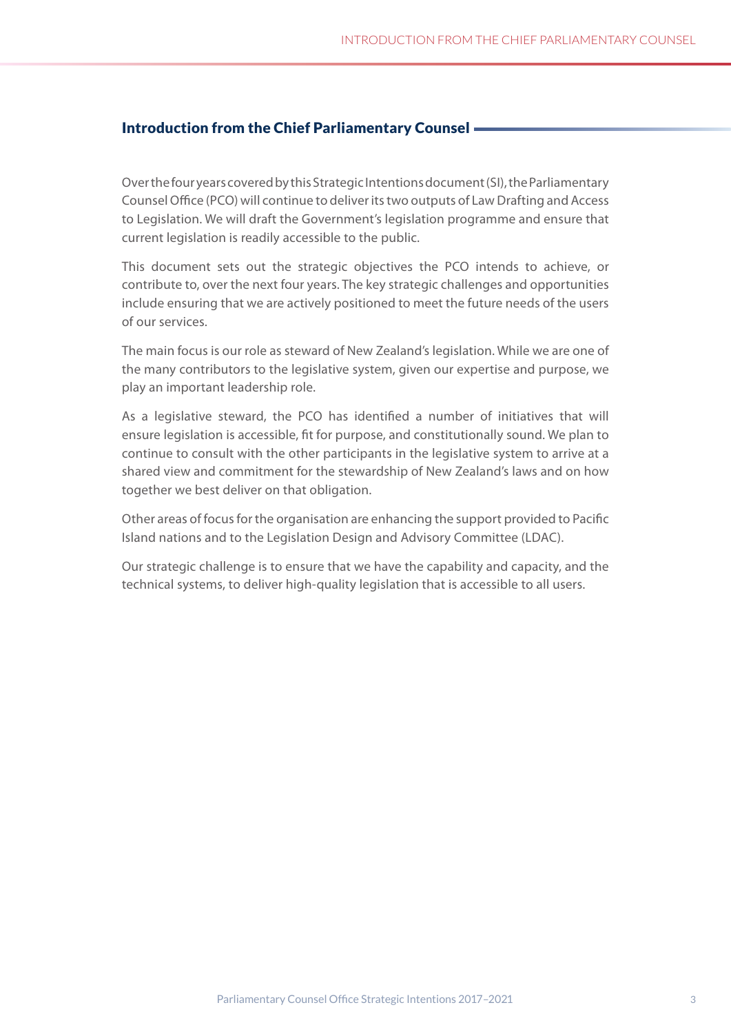## Introduction from the Chief Parliamentary Counsel

Over the four years covered by this Strategic Intentions document (SI), the Parliamentary Counsel Office (PCO) will continue to deliver its two outputs of Law Drafting and Access to Legislation. We will draft the Government's legislation programme and ensure that current legislation is readily accessible to the public.

This document sets out the strategic objectives the PCO intends to achieve, or contribute to, over the next four years. The key strategic challenges and opportunities include ensuring that we are actively positioned to meet the future needs of the users of our services.

The main focus is our role as steward of New Zealand's legislation. While we are one of the many contributors to the legislative system, given our expertise and purpose, we play an important leadership role.

As a legislative steward, the PCO has identified a number of initiatives that will ensure legislation is accessible, fit for purpose, and constitutionally sound. We plan to continue to consult with the other participants in the legislative system to arrive at a shared view and commitment for the stewardship of New Zealand's laws and on how together we best deliver on that obligation.

Other areas of focus for the organisation are enhancing the support provided to Pacific Island nations and to the Legislation Design and Advisory Committee (LDAC).

Our strategic challenge is to ensure that we have the capability and capacity, and the technical systems, to deliver high-quality legislation that is accessible to all users.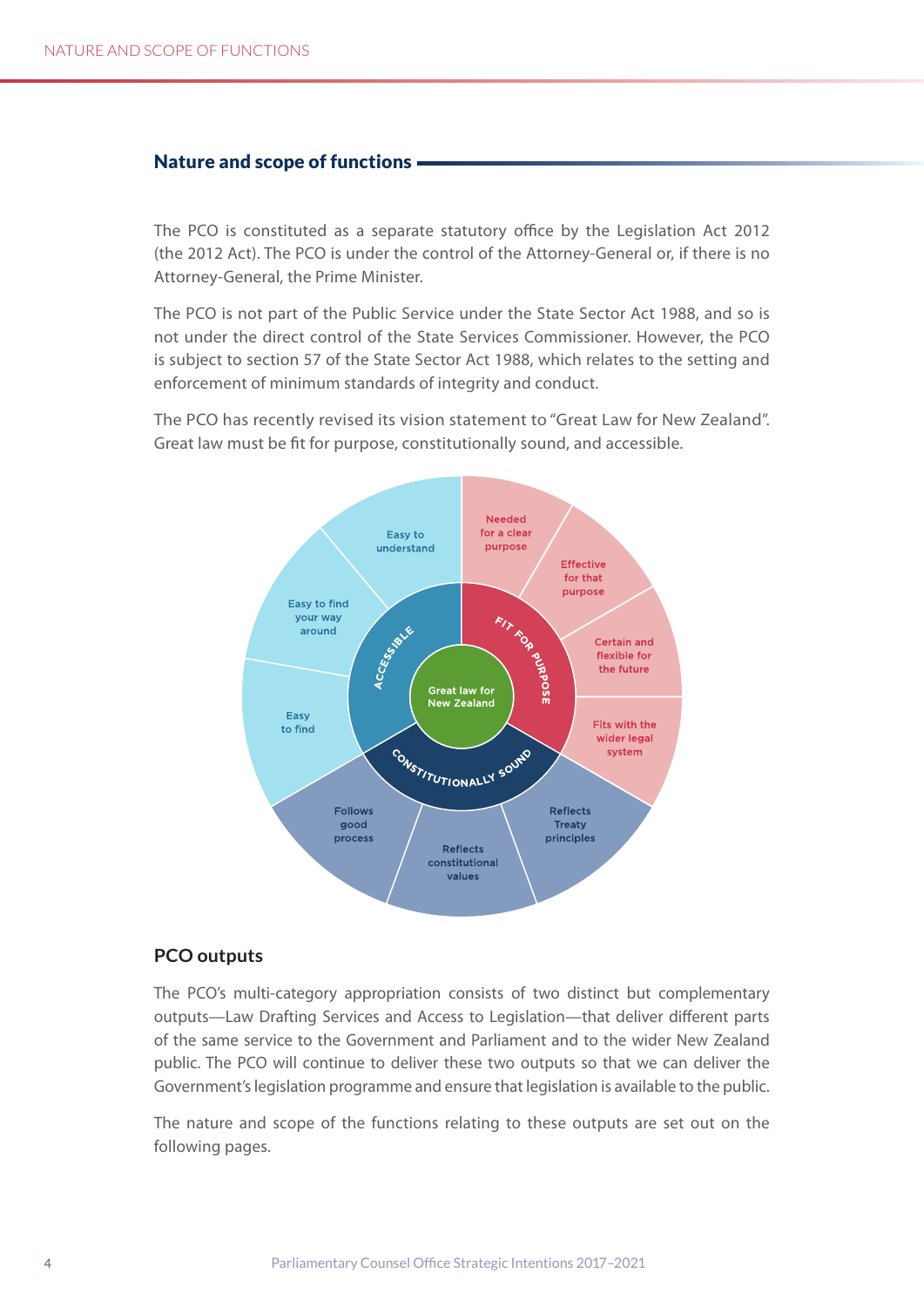## Nature and scope of functions

The PCO is constituted as a separate statutory office by the Legislation Act 2012 (the 2012 Act). The PCO is under the control of the Attorney-General or, if there is no Attorney-General, the Prime Minister.

The PCO is not part of the Public Service under the State Sector Act 1988, and so is not under the direct control of the State Services Commissioner. However, the PCO is subject to section 57 of the State Sector Act 1988, which relates to the setting and enforcement of minimum standards of integrity and conduct.

The PCO has recently revised its vision statement to "Great Law for New Zealand". Great law must be fit for purpose, constitutionally sound, and accessible.

Great law for New Zealand

FIT FOR PURPOSE: Needed for a clear purpose; Effective for that purpose; Certain and flexible for the future; Fits with the wider legal system

CONSTITUTIONALLY SOUND: Reflects Treaty principles; Reflects constitutional values; Follows good process

ACCESSIBLE: Easy to find; Easy to find your way around; Easy to understand

### PCO outputs

The PCO's multi-category appropriation consists of two distinct but complementary outputs—Law Drafting Services and Access to Legislation—that deliver different parts of the same service to the Government and Parliament and to the wider New Zealand public. The PCO will continue to deliver these two outputs so that we can deliver the Government's legislation programme and ensure that legislation is available to the public.

The nature and scope of the functions relating to these outputs are set out on the following pages.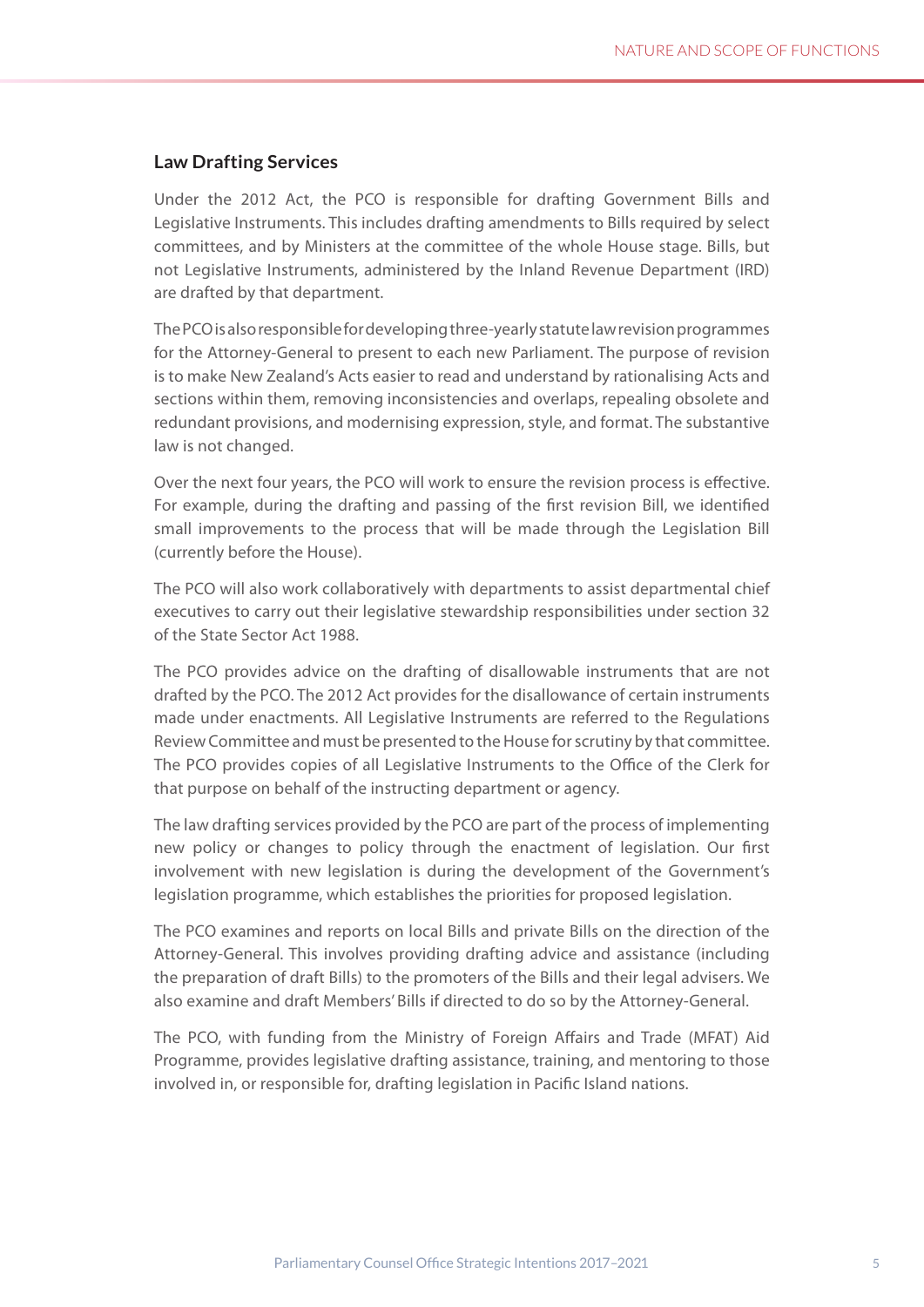## Law Drafting Services

Under the 2012 Act, the PCO is responsible for drafting Government Bills and Legislative Instruments. This includes drafting amendments to Bills required by select committees, and by Ministers at the committee of the whole House stage. Bills, but not Legislative Instruments, administered by the Inland Revenue Department (IRD) are drafted by that department.

The PCO is also responsible for developing three-yearly statute law revision programmes for the Attorney-General to present to each new Parliament. The purpose of revision is to make New Zealand's Acts easier to read and understand by rationalising Acts and sections within them, removing inconsistencies and overlaps, repealing obsolete and redundant provisions, and modernising expression, style, and format. The substantive law is not changed.

Over the next four years, the PCO will work to ensure the revision process is effective. For example, during the drafting and passing of the first revision Bill, we identified small improvements to the process that will be made through the Legislation Bill (currently before the House).

The PCO will also work collaboratively with departments to assist departmental chief executives to carry out their legislative stewardship responsibilities under section 32 of the State Sector Act 1988.

The PCO provides advice on the drafting of disallowable instruments that are not drafted by the PCO. The 2012 Act provides for the disallowance of certain instruments made under enactments. All Legislative Instruments are referred to the Regulations Review Committee and must be presented to the House for scrutiny by that committee. The PCO provides copies of all Legislative Instruments to the Office of the Clerk for that purpose on behalf of the instructing department or agency.

The law drafting services provided by the PCO are part of the process of implementing new policy or changes to policy through the enactment of legislation. Our first involvement with new legislation is during the development of the Government's legislation programme, which establishes the priorities for proposed legislation.

The PCO examines and reports on local Bills and private Bills on the direction of the Attorney-General. This involves providing drafting advice and assistance (including the preparation of draft Bills) to the promoters of the Bills and their legal advisers. We also examine and draft Members' Bills if directed to do so by the Attorney-General.

The PCO, with funding from the Ministry of Foreign Affairs and Trade (MFAT) Aid Programme, provides legislative drafting assistance, training, and mentoring to those involved in, or responsible for, drafting legislation in Pacific Island nations.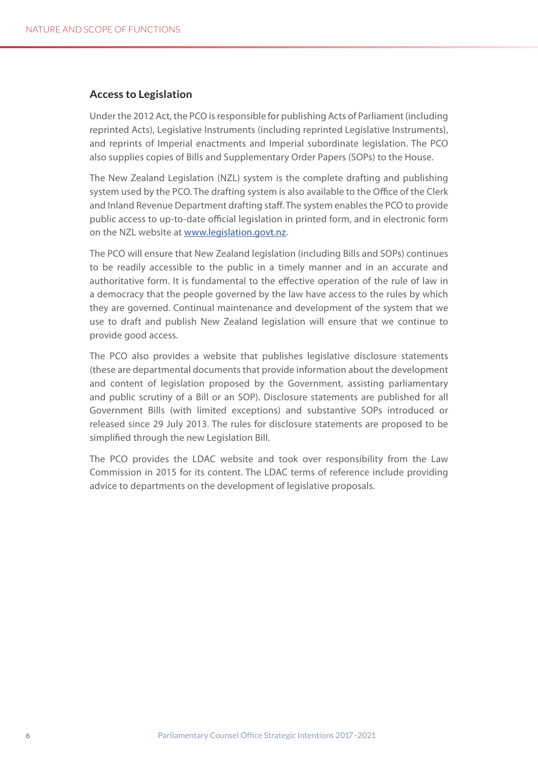## Access to Legislation

Under the 2012 Act, the PCO is responsible for publishing Acts of Parliament (including reprinted Acts), Legislative Instruments (including reprinted Legislative Instruments), and reprints of Imperial enactments and Imperial subordinate legislation. The PCO also supplies copies of Bills and Supplementary Order Papers (SOPs) to the House.

The New Zealand Legislation (NZL) system is the complete drafting and publishing system used by the PCO. The drafting system is also available to the Office of the Clerk and Inland Revenue Department drafting staff. The system enables the PCO to provide public access to up-to-date official legislation in printed form, and in electronic form on the NZL website at www.legislation.govt.nz.

The PCO will ensure that New Zealand legislation (including Bills and SOPs) continues to be readily accessible to the public in a timely manner and in an accurate and authoritative form. It is fundamental to the effective operation of the rule of law in a democracy that the people governed by the law have access to the rules by which they are governed. Continual maintenance and development of the system that we use to draft and publish New Zealand legislation will ensure that we continue to provide good access.

The PCO also provides a website that publishes legislative disclosure statements (these are departmental documents that provide information about the development and content of legislation proposed by the Government, assisting parliamentary and public scrutiny of a Bill or an SOP). Disclosure statements are published for all Government Bills (with limited exceptions) and substantive SOPs introduced or released since 29 July 2013. The rules for disclosure statements are proposed to be simplified through the new Legislation Bill.

The PCO provides the LDAC website and took over responsibility from the Law Commission in 2015 for its content. The LDAC terms of reference include providing advice to departments on the development of legislative proposals.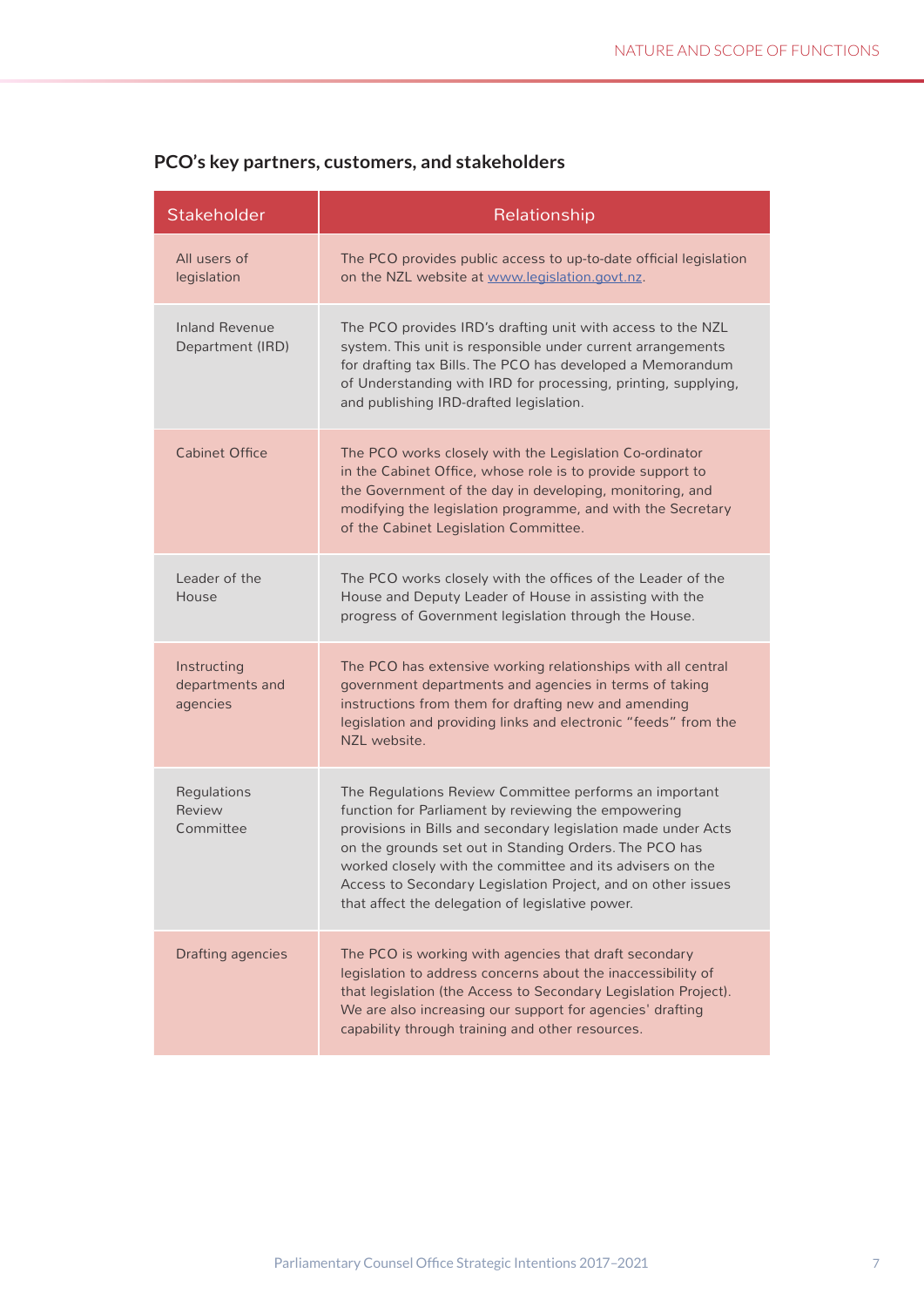## PCO's key partners, customers, and stakeholders

| Stakeholder | Relationship |
| --- | --- |
| All users of legislation | The PCO provides public access to up-to-date official legislation on the NZL website at www.legislation.govt.nz. |
| Inland Revenue Department (IRD) | The PCO provides IRD's drafting unit with access to the NZL system. This unit is responsible under current arrangements for drafting tax Bills. The PCO has developed a Memorandum of Understanding with IRD for processing, printing, supplying, and publishing IRD-drafted legislation. |
| Cabinet Office | The PCO works closely with the Legislation Co-ordinator in the Cabinet Office, whose role is to provide support to the Government of the day in developing, monitoring, and modifying the legislation programme, and with the Secretary of the Cabinet Legislation Committee. |
| Leader of the House | The PCO works closely with the offices of the Leader of the House and Deputy Leader of House in assisting with the progress of Government legislation through the House. |
| Instructing departments and agencies | The PCO has extensive working relationships with all central government departments and agencies in terms of taking instructions from them for drafting new and amending legislation and providing links and electronic "feeds" from the NZL website. |
| Regulations Review Committee | The Regulations Review Committee performs an important function for Parliament by reviewing the empowering provisions in Bills and secondary legislation made under Acts on the grounds set out in Standing Orders. The PCO has worked closely with the committee and its advisers on the Access to Secondary Legislation Project, and on other issues that affect the delegation of legislative power. |
| Drafting agencies | The PCO is working with agencies that draft secondary legislation to address concerns about the inaccessibility of that legislation (the Access to Secondary Legislation Project). We are also increasing our support for agencies' drafting capability through training and other resources. |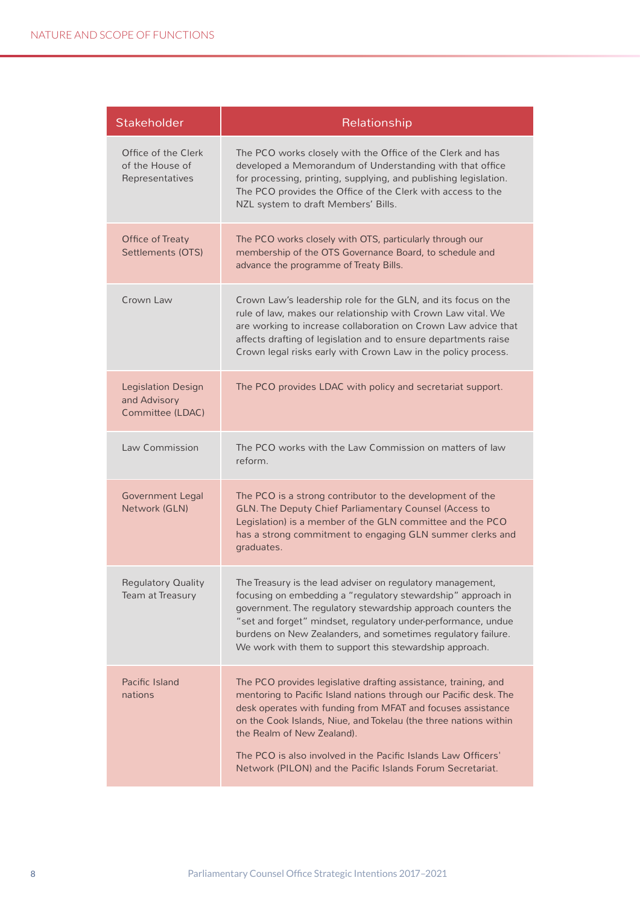| Stakeholder | Relationship |
|---|---|
| Office of the Clerk of the House of Representatives | The PCO works closely with the Office of the Clerk and has developed a Memorandum of Understanding with that office for processing, printing, supplying, and publishing legislation. The PCO provides the Office of the Clerk with access to the NZL system to draft Members' Bills. |
| Office of Treaty Settlements (OTS) | The PCO works closely with OTS, particularly through our membership of the OTS Governance Board, to schedule and advance the programme of Treaty Bills. |
| Crown Law | Crown Law's leadership role for the GLN, and its focus on the rule of law, makes our relationship with Crown Law vital. We are working to increase collaboration on Crown Law advice that affects drafting of legislation and to ensure departments raise Crown legal risks early with Crown Law in the policy process. |
| Legislation Design and Advisory Committee (LDAC) | The PCO provides LDAC with policy and secretariat support. |
| Law Commission | The PCO works with the Law Commission on matters of law reform. |
| Government Legal Network (GLN) | The PCO is a strong contributor to the development of the GLN. The Deputy Chief Parliamentary Counsel (Access to Legislation) is a member of the GLN committee and the PCO has a strong commitment to engaging GLN summer clerks and graduates. |
| Regulatory Quality Team at Treasury | The Treasury is the lead adviser on regulatory management, focusing on embedding a "regulatory stewardship" approach in government. The regulatory stewardship approach counters the "set and forget" mindset, regulatory under-performance, undue burdens on New Zealanders, and sometimes regulatory failure. We work with them to support this stewardship approach. |
| Pacific Island nations | The PCO provides legislative drafting assistance, training, and mentoring to Pacific Island nations through our Pacific desk. The desk operates with funding from MFAT and focuses assistance on the Cook Islands, Niue, and Tokelau (the three nations within the Realm of New Zealand).<br><br>The PCO is also involved in the Pacific Islands Law Officers' Network (PILON) and the Pacific Islands Forum Secretariat. |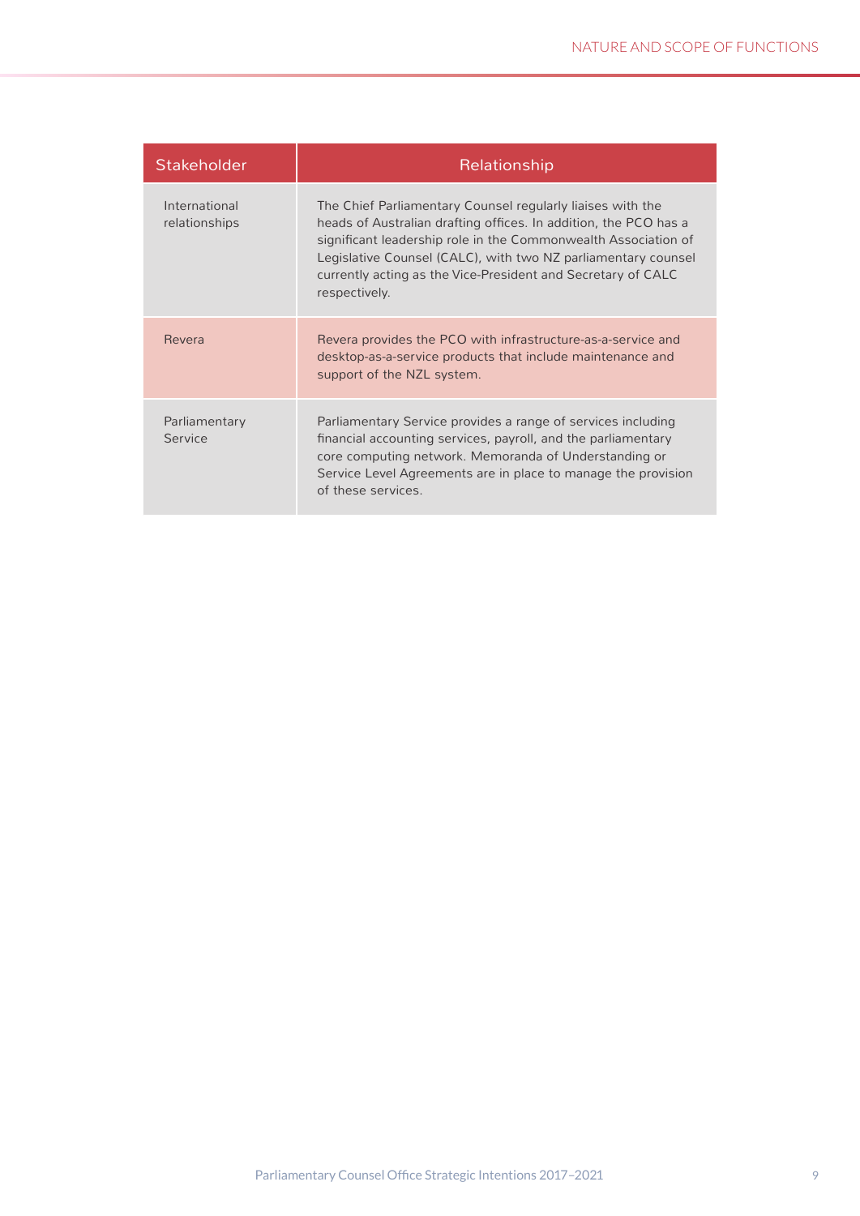| Stakeholder | Relationship |
|---|---|
| International relationships | The Chief Parliamentary Counsel regularly liaises with the heads of Australian drafting offices. In addition, the PCO has a significant leadership role in the Commonwealth Association of Legislative Counsel (CALC), with two NZ parliamentary counsel currently acting as the Vice-President and Secretary of CALC respectively. |
| Revera | Revera provides the PCO with infrastructure-as-a-service and desktop-as-a-service products that include maintenance and support of the NZL system. |
| Parliamentary Service | Parliamentary Service provides a range of services including financial accounting services, payroll, and the parliamentary core computing network. Memoranda of Understanding or Service Level Agreements are in place to manage the provision of these services. |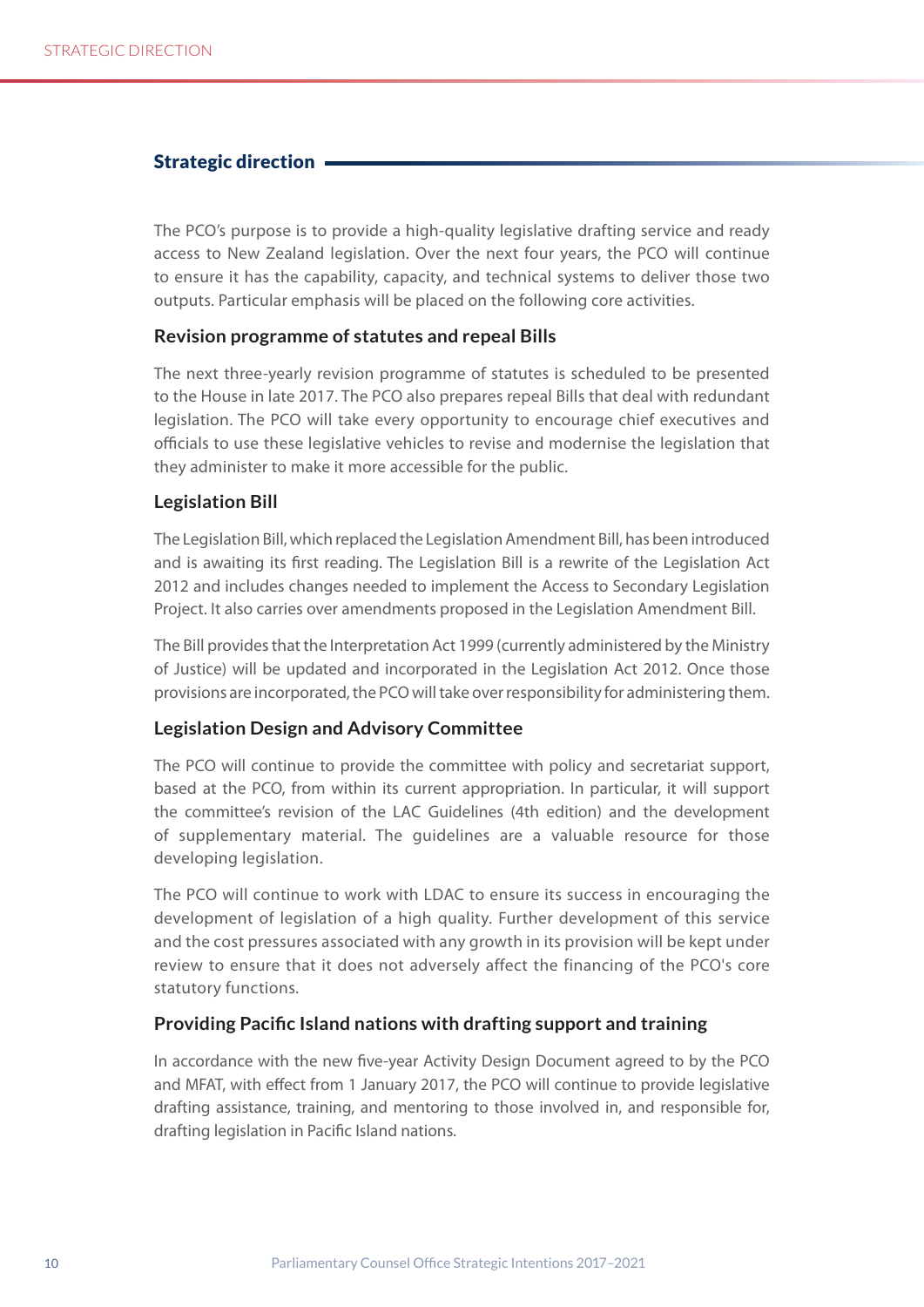## Strategic direction

The PCO's purpose is to provide a high-quality legislative drafting service and ready access to New Zealand legislation. Over the next four years, the PCO will continue to ensure it has the capability, capacity, and technical systems to deliver those two outputs. Particular emphasis will be placed on the following core activities.

### Revision programme of statutes and repeal Bills

The next three-yearly revision programme of statutes is scheduled to be presented to the House in late 2017. The PCO also prepares repeal Bills that deal with redundant legislation. The PCO will take every opportunity to encourage chief executives and officials to use these legislative vehicles to revise and modernise the legislation that they administer to make it more accessible for the public.

### Legislation Bill

The Legislation Bill, which replaced the Legislation Amendment Bill, has been introduced and is awaiting its first reading. The Legislation Bill is a rewrite of the Legislation Act 2012 and includes changes needed to implement the Access to Secondary Legislation Project. It also carries over amendments proposed in the Legislation Amendment Bill.

The Bill provides that the Interpretation Act 1999 (currently administered by the Ministry of Justice) will be updated and incorporated in the Legislation Act 2012. Once those provisions are incorporated, the PCO will take over responsibility for administering them.

### Legislation Design and Advisory Committee

The PCO will continue to provide the committee with policy and secretariat support, based at the PCO, from within its current appropriation. In particular, it will support the committee's revision of the LAC Guidelines (4th edition) and the development of supplementary material. The guidelines are a valuable resource for those developing legislation.

The PCO will continue to work with LDAC to ensure its success in encouraging the development of legislation of a high quality. Further development of this service and the cost pressures associated with any growth in its provision will be kept under review to ensure that it does not adversely affect the financing of the PCO's core statutory functions.

### Providing Pacific Island nations with drafting support and training

In accordance with the new five-year Activity Design Document agreed to by the PCO and MFAT, with effect from 1 January 2017, the PCO will continue to provide legislative drafting assistance, training, and mentoring to those involved in, and responsible for, drafting legislation in Pacific Island nations.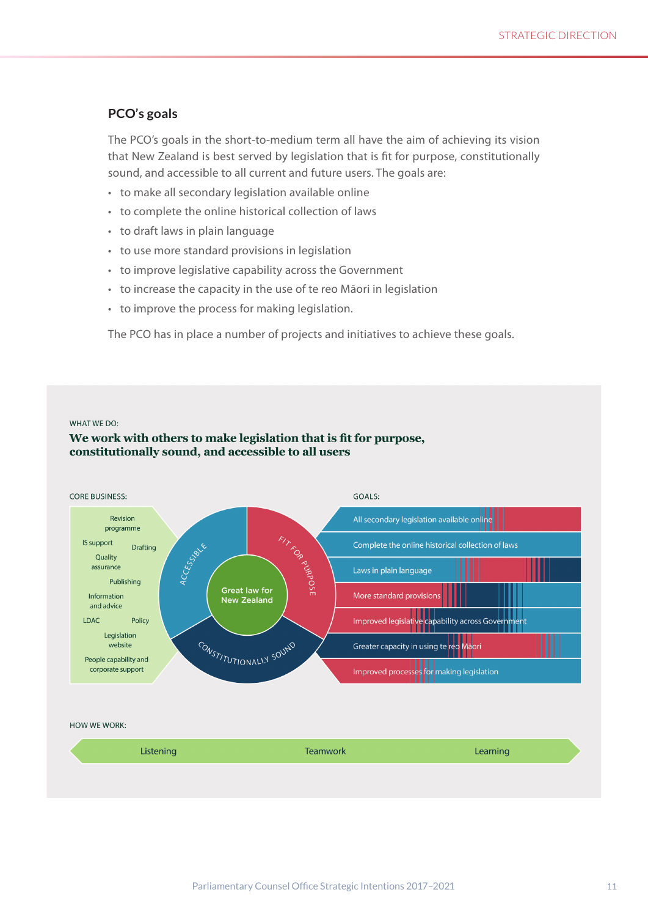## PCO's goals

The PCO's goals in the short-to-medium term all have the aim of achieving its vision that New Zealand is best served by legislation that is fit for purpose, constitutionally sound, and accessible to all current and future users. The goals are:

- to make all secondary legislation available online
- to complete the online historical collection of laws
- to draft laws in plain language
- to use more standard provisions in legislation
- to improve legislative capability across the Government
- to increase the capacity in the use of te reo Māori in legislation
- to improve the process for making legislation.

The PCO has in place a number of projects and initiatives to achieve these goals.

WHAT WE DO:

**We work with others to make legislation that is fit for purpose, constitutionally sound, and accessible to all users**

CORE BUSINESS:

- Revision programme
- IS support
- Drafting
- Quality assurance
- Publishing
- Information and advice
- LDAC
- Policy
- Legislation website
- People capability and corporate support

Great law for New Zealand

- Accessible
- Fit for purpose
- Constitutionally sound

GOALS:

- All secondary legislation available online
- Complete the online historical collection of laws
- Laws in plain language
- More standard provisions
- Improved legislative capability across Government
- Greater capacity in using te reo Māori
- Improved processes for making legislation

HOW WE WORK:

Listening · Teamwork · Learning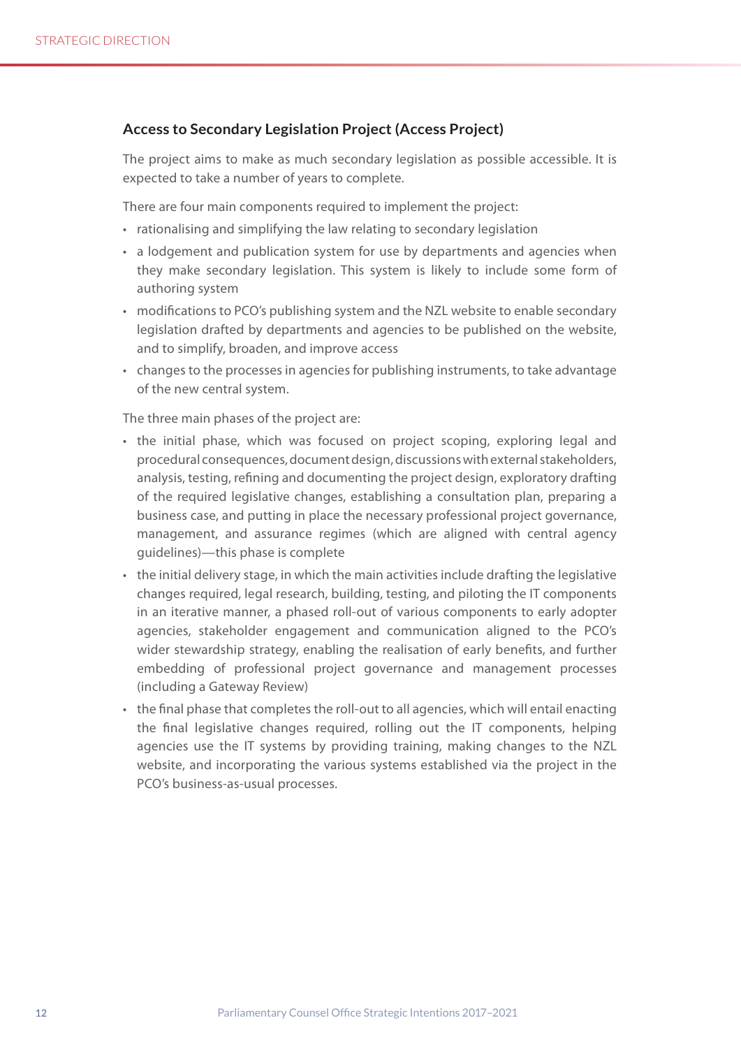### Access to Secondary Legislation Project (Access Project)

The project aims to make as much secondary legislation as possible accessible. It is expected to take a number of years to complete.

There are four main components required to implement the project:

- rationalising and simplifying the law relating to secondary legislation
- a lodgement and publication system for use by departments and agencies when they make secondary legislation. This system is likely to include some form of authoring system
- modifications to PCO's publishing system and the NZL website to enable secondary legislation drafted by departments and agencies to be published on the website, and to simplify, broaden, and improve access
- changes to the processes in agencies for publishing instruments, to take advantage of the new central system.

The three main phases of the project are:

- the initial phase, which was focused on project scoping, exploring legal and procedural consequences, document design, discussions with external stakeholders, analysis, testing, refining and documenting the project design, exploratory drafting of the required legislative changes, establishing a consultation plan, preparing a business case, and putting in place the necessary professional project governance, management, and assurance regimes (which are aligned with central agency guidelines)—this phase is complete
- the initial delivery stage, in which the main activities include drafting the legislative changes required, legal research, building, testing, and piloting the IT components in an iterative manner, a phased roll-out of various components to early adopter agencies, stakeholder engagement and communication aligned to the PCO's wider stewardship strategy, enabling the realisation of early benefits, and further embedding of professional project governance and management processes (including a Gateway Review)
- the final phase that completes the roll-out to all agencies, which will entail enacting the final legislative changes required, rolling out the IT components, helping agencies use the IT systems by providing training, making changes to the NZL website, and incorporating the various systems established via the project in the PCO's business-as-usual processes.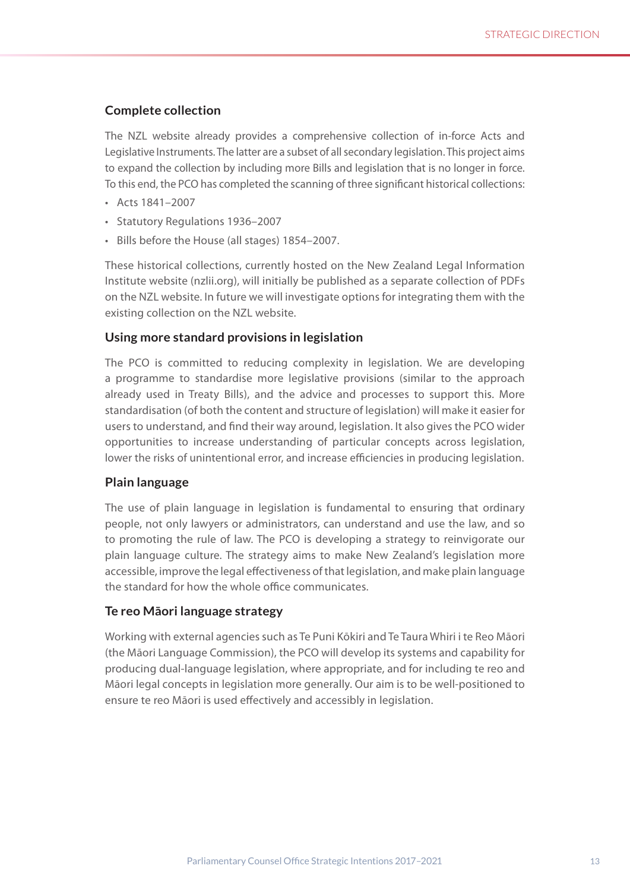### Complete collection

The NZL website already provides a comprehensive collection of in-force Acts and Legislative Instruments. The latter are a subset of all secondary legislation. This project aims to expand the collection by including more Bills and legislation that is no longer in force. To this end, the PCO has completed the scanning of three significant historical collections:

- Acts 1841–2007
- Statutory Regulations 1936–2007
- Bills before the House (all stages) 1854–2007.

These historical collections, currently hosted on the New Zealand Legal Information Institute website (nzlii.org), will initially be published as a separate collection of PDFs on the NZL website. In future we will investigate options for integrating them with the existing collection on the NZL website.

### Using more standard provisions in legislation

The PCO is committed to reducing complexity in legislation. We are developing a programme to standardise more legislative provisions (similar to the approach already used in Treaty Bills), and the advice and processes to support this. More standardisation (of both the content and structure of legislation) will make it easier for users to understand, and find their way around, legislation. It also gives the PCO wider opportunities to increase understanding of particular concepts across legislation, lower the risks of unintentional error, and increase efficiencies in producing legislation.

### Plain language

The use of plain language in legislation is fundamental to ensuring that ordinary people, not only lawyers or administrators, can understand and use the law, and so to promoting the rule of law. The PCO is developing a strategy to reinvigorate our plain language culture. The strategy aims to make New Zealand's legislation more accessible, improve the legal effectiveness of that legislation, and make plain language the standard for how the whole office communicates.

### Te reo Māori language strategy

Working with external agencies such as Te Puni Kōkiri and Te Taura Whiri i te Reo Māori (the Māori Language Commission), the PCO will develop its systems and capability for producing dual-language legislation, where appropriate, and for including te reo and Māori legal concepts in legislation more generally. Our aim is to be well-positioned to ensure te reo Māori is used effectively and accessibly in legislation.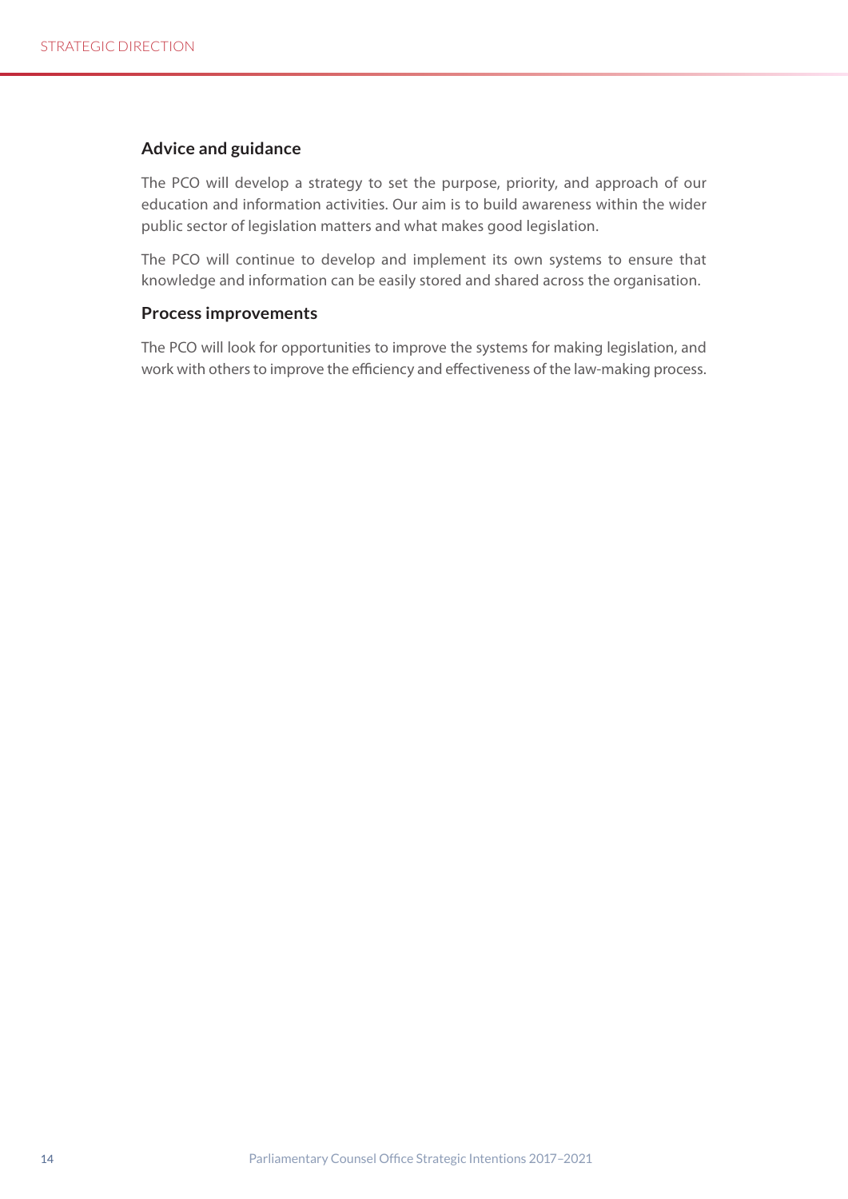### Advice and guidance

The PCO will develop a strategy to set the purpose, priority, and approach of our education and information activities. Our aim is to build awareness within the wider public sector of legislation matters and what makes good legislation.

The PCO will continue to develop and implement its own systems to ensure that knowledge and information can be easily stored and shared across the organisation.

### Process improvements

The PCO will look for opportunities to improve the systems for making legislation, and work with others to improve the efficiency and effectiveness of the law-making process.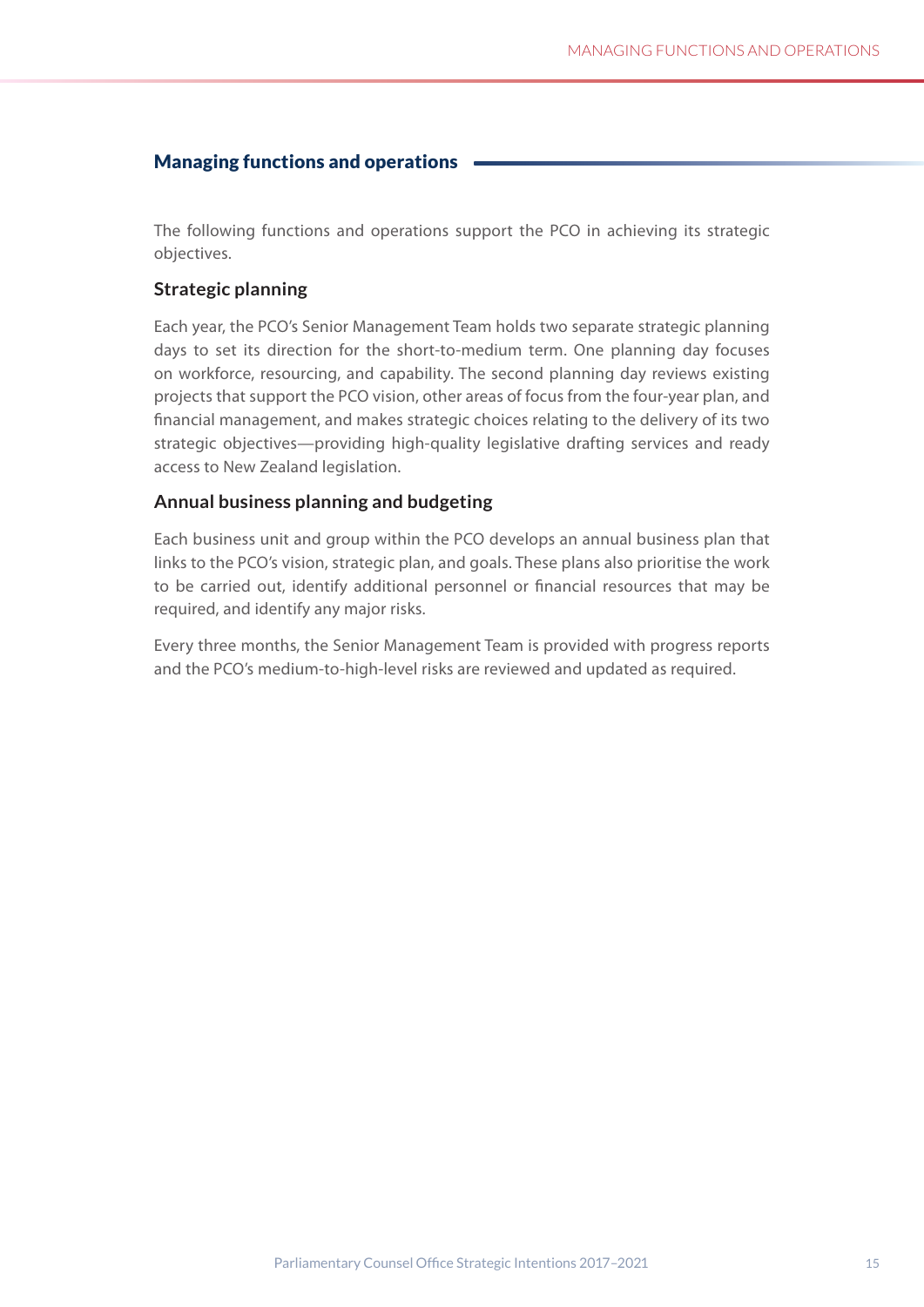## Managing functions and operations

The following functions and operations support the PCO in achieving its strategic objectives.

### Strategic planning

Each year, the PCO's Senior Management Team holds two separate strategic planning days to set its direction for the short-to-medium term. One planning day focuses on workforce, resourcing, and capability. The second planning day reviews existing projects that support the PCO vision, other areas of focus from the four-year plan, and financial management, and makes strategic choices relating to the delivery of its two strategic objectives—providing high-quality legislative drafting services and ready access to New Zealand legislation.

### Annual business planning and budgeting

Each business unit and group within the PCO develops an annual business plan that links to the PCO's vision, strategic plan, and goals. These plans also prioritise the work to be carried out, identify additional personnel or financial resources that may be required, and identify any major risks.

Every three months, the Senior Management Team is provided with progress reports and the PCO's medium-to-high-level risks are reviewed and updated as required.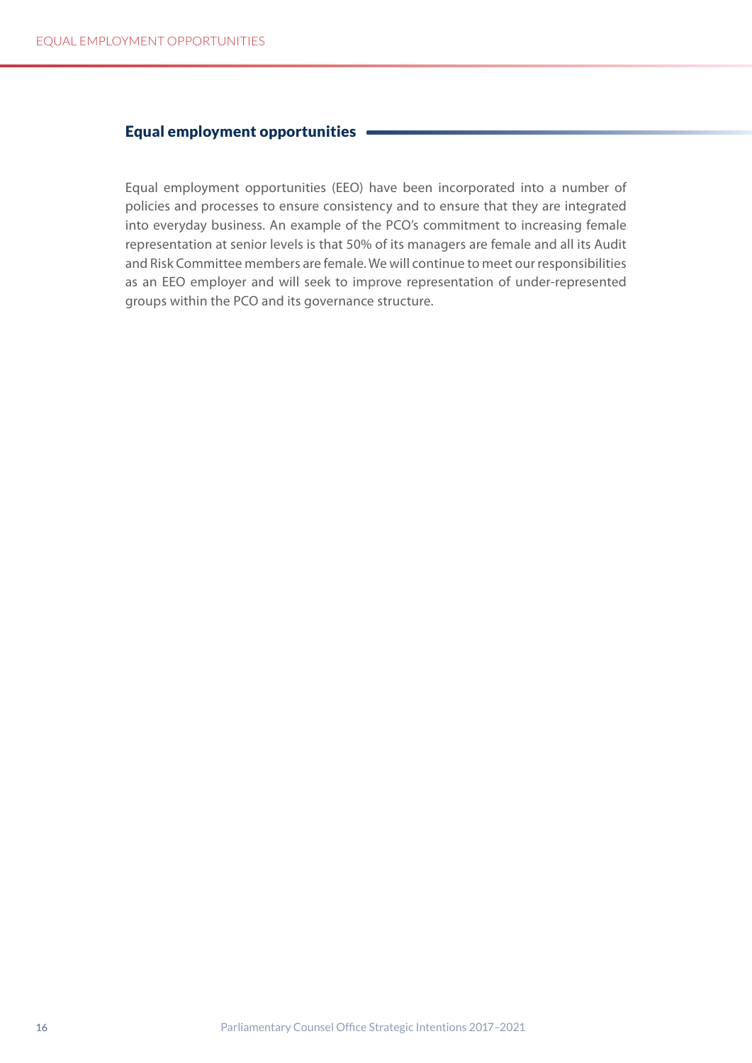## Equal employment opportunities

Equal employment opportunities (EEO) have been incorporated into a number of policies and processes to ensure consistency and to ensure that they are integrated into everyday business. An example of the PCO's commitment to increasing female representation at senior levels is that 50% of its managers are female and all its Audit and Risk Committee members are female. We will continue to meet our responsibilities as an EEO employer and will seek to improve representation of under-represented groups within the PCO and its governance structure.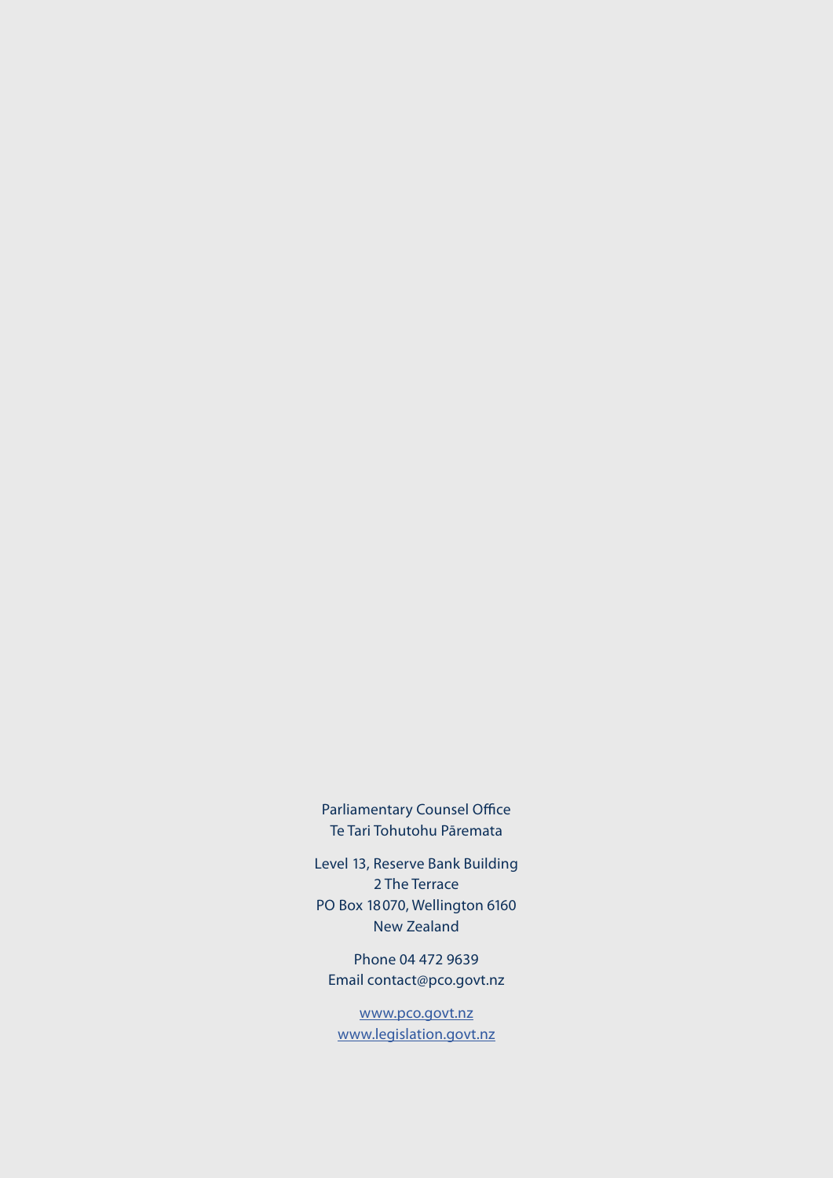Parliamentary Counsel Office
Te Tari Tohutohu Pāremata

Level 13, Reserve Bank Building
2 The Terrace
PO Box 18070, Wellington 6160
New Zealand

Phone 04 472 9639
Email contact@pco.govt.nz

www.pco.govt.nz
www.legislation.govt.nz